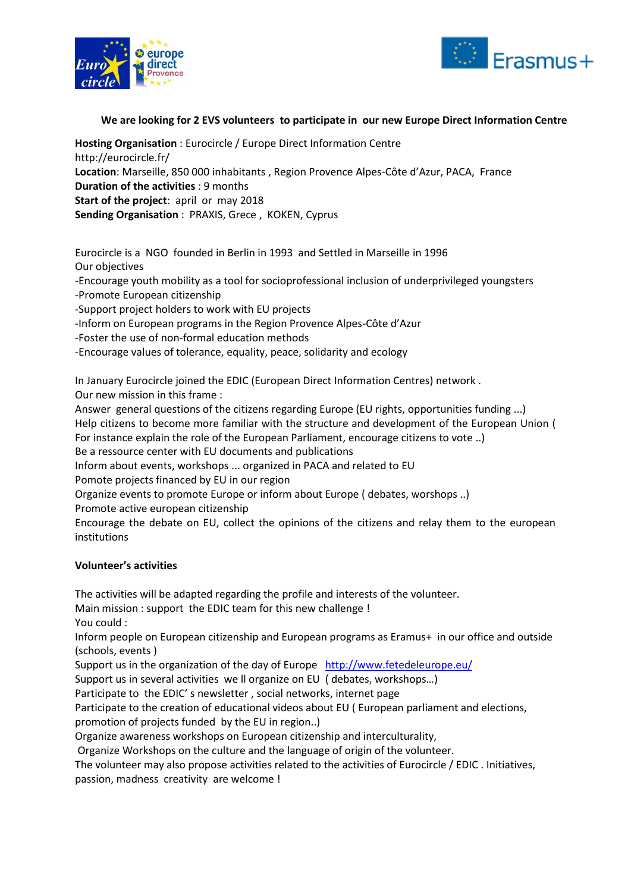**We are looking for 2 EVS volunteers to participate in our new Europe Direct Information Centre**

**Hosting Organisation** : Eurocircle / Europe Direct Information Centre
http://eurocircle.fr/
**Location**: Marseille, 850 000 inhabitants , Region Provence Alpes-Côte d'Azur, PACA, France
**Duration of the activities** : 9 months
**Start of the project**: april or may 2018
**Sending Organisation** : PRAXIS, Grece , KOKEN, Cyprus

Eurocircle is a NGO founded in Berlin in 1993 and Settled in Marseille in 1996
Our objectives
-Encourage youth mobility as a tool for socioprofessional inclusion of underprivileged youngsters
-Promote European citizenship
-Support project holders to work with EU projects
-Inform on European programs in the Region Provence Alpes-Côte d'Azur
-Foster the use of non-formal education methods
-Encourage values of tolerance, equality, peace, solidarity and ecology

In January Eurocircle joined the EDIC (European Direct Information Centres) network .
Our new mission in this frame :
Answer general questions of the citizens regarding Europe (EU rights, opportunities funding ...)
Help citizens to become more familiar with the structure and development of the European Union ( For instance explain the role of the European Parliament, encourage citizens to vote ..)
Be a ressource center with EU documents and publications
Inform about events, workshops ... organized in PACA and related to EU
Pomote projects financed by EU in our region
Organize events to promote Europe or inform about Europe ( debates, worshops ..)
Promote active european citizenship
Encourage the debate on EU, collect the opinions of the citizens and relay them to the european institutions

**Volunteer's activities**

The activities will be adapted regarding the profile and interests of the volunteer.
Main mission : support the EDIC team for this new challenge !
You could :
Inform people on European citizenship and European programs as Eramus+ in our office and outside (schools, events )
Support us in the organization of the day of Europe http://www.fetedeleurope.eu/
Support us in several activities we ll organize on EU ( debates, workshops…)
Participate to the EDIC' s newsletter , social networks, internet page
Participate to the creation of educational videos about EU ( European parliament and elections, promotion of projects funded by the EU in region..)
Organize awareness workshops on European citizenship and interculturality,
Organize Workshops on the culture and the language of origin of the volunteer.
The volunteer may also propose activities related to the activities of Eurocircle / EDIC . Initiatives, passion, madness creativity are welcome !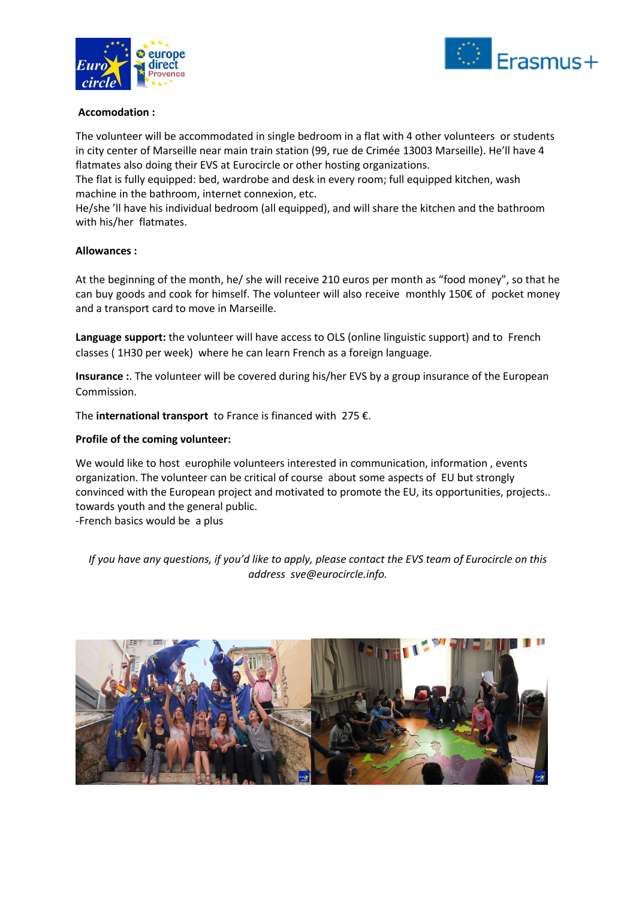**Accomodation :**

The volunteer will be accommodated in single bedroom in a flat with 4 other volunteers or students in city center of Marseille near main train station (99, rue de Crimée 13003 Marseille). He'll have 4 flatmates also doing their EVS at Eurocircle or other hosting organizations.
The flat is fully equipped: bed, wardrobe and desk in every room; full equipped kitchen, wash machine in the bathroom, internet connexion, etc.
He/she 'll have his individual bedroom (all equipped), and will share the kitchen and the bathroom with his/her flatmates.

**Allowances :**

At the beginning of the month, he/ she will receive 210 euros per month as "food money", so that he can buy goods and cook for himself. The volunteer will also receive monthly 150€ of pocket money and a transport card to move in Marseille.

**Language support:** the volunteer will have access to OLS (online linguistic support) and to French classes ( 1H30 per week) where he can learn French as a foreign language.

**Insurance :**. The volunteer will be covered during his/her EVS by a group insurance of the European Commission.

The **international transport** to France is financed with 275 €.

**Profile of the coming volunteer:**

We would like to host europhile volunteers interested in communication, information , events organization. The volunteer can be critical of course about some aspects of EU but strongly convinced with the European project and motivated to promote the EU, its opportunities, projects.. towards youth and the general public.
-French basics would be a plus

*If you have any questions, if you'd like to apply, please contact the EVS team of Eurocircle on this address sve@eurocircle.info.*